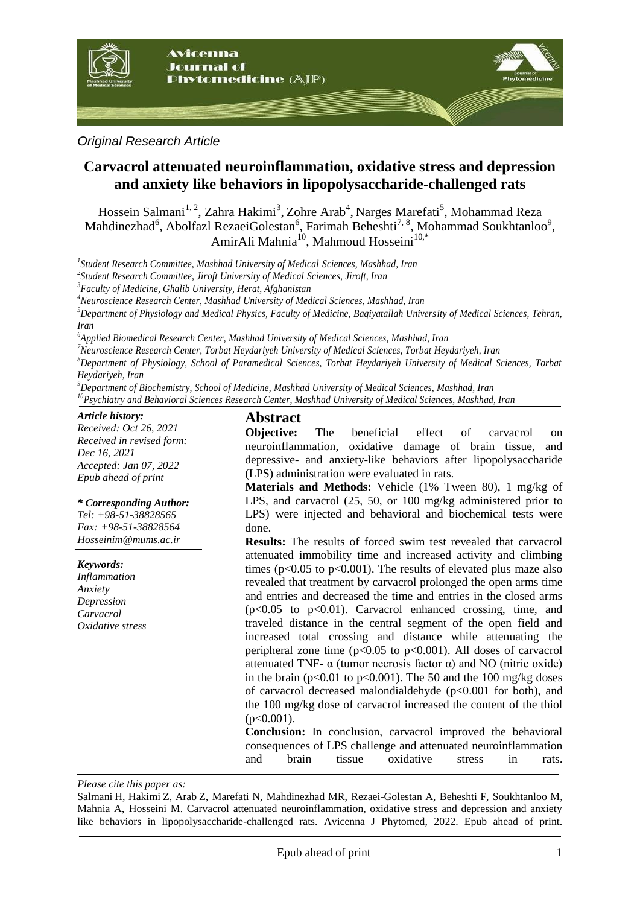*Original Research Article*

# Carvacrol attenuated neuroinflammation, oxidative stress and depression and anxiety like behaviors in lipopolysaccharide-challenged rats

Hossein Salmani[1, 2], Zahra Hakimi[3], Zohre Arab[4], Narges Marefati[5], Mohammad Reza Mahdinezhad[6], Abolfazl RezaeiGolestan[6], Farimah Beheshti[7, 8], Mohammad Soukhtanloo[9], AmirAli Mahnia[10], Mahmoud Hosseini[10,*]

[1]*Student Research Committee, Mashhad University of Medical Sciences, Mashhad, Iran*
[2]*Student Research Committee, Jiroft University of Medical Sciences, Jiroft, Iran*
[3]*Faculty of Medicine, Ghalib University, Herat, Afghanistan*
[4]*Neuroscience Research Center, Mashhad University of Medical Sciences, Mashhad, Iran*
[5]*Department of Physiology and Medical Physics, Faculty of Medicine, Baqiyatallah University of Medical Sciences, Tehran, Iran*
[6]*Applied Biomedical Research Center, Mashhad University of Medical Sciences, Mashhad, Iran*
[7]*Neuroscience Research Center, Torbat Heydariyeh University of Medical Sciences, Torbat Heydariyeh, Iran*
[8]*Department of Physiology, School of Paramedical Sciences, Torbat Heydariyeh University of Medical Sciences, Torbat Heydariyeh, Iran*
[9]*Department of Biochemistry, School of Medicine, Mashhad University of Medical Sciences, Mashhad, Iran*
[10]*Psychiatry and Behavioral Sciences Research Center, Mashhad University of Medical Sciences, Mashhad, Iran*

***Article history:***
*Received: Oct 26, 2021*
*Received in revised form: Dec 16, 2021*
*Accepted: Jan 07, 2022*
*Epub ahead of print*

***\* Corresponding Author:***
*Tel: +98-51-38828565*
*Fax: +98-51-38828564*
*Hosseinim@mums.ac.ir*

***Keywords:***
*Inflammation*
*Anxiety*
*Depression*
*Carvacrol*
*Oxidative stress*

## Abstract

**Objective:** The beneficial effect of carvacrol on neuroinflammation, oxidative damage of brain tissue, and depressive- and anxiety-like behaviors after lipopolysaccharide (LPS) administration were evaluated in rats.

**Materials and Methods:** Vehicle (1% Tween 80), 1 mg/kg of LPS, and carvacrol (25, 50, or 100 mg/kg administered prior to LPS) were injected and behavioral and biochemical tests were done.

**Results:** The results of forced swim test revealed that carvacrol attenuated immobility time and increased activity and climbing times ($p<0.05$ to $p<0.001$). The results of elevated plus maze also revealed that treatment by carvacrol prolonged the open arms time and entries and decreased the time and entries in the closed arms ($p<0.05$ to $p<0.01$). Carvacrol enhanced crossing, time, and traveled distance in the central segment of the open field and increased total crossing and distance while attenuating the peripheral zone time ($p<0.05$ to $p<0.001$). All doses of carvacrol attenuated TNF- α (tumor necrosis factor α) and NO (nitric oxide) in the brain ($p<0.01$ to $p<0.001$). The 50 and the 100 mg/kg doses of carvacrol decreased malondialdehyde ($p<0.001$ for both), and the 100 mg/kg dose of carvacrol increased the content of the thiol ($p<0.001$).

**Conclusion:** In conclusion, carvacrol improved the behavioral consequences of LPS challenge and attenuated neuroinflammation and brain tissue oxidative stress in rats.

*Please cite this paper as:*

Salmani H, Hakimi Z, Arab Z, Marefati N, Mahdinezhad MR, Rezaei-Golestan A, Beheshti F, Soukhtanloo M, Mahnia A, Hosseini M. Carvacrol attenuated neuroinflammation, oxidative stress and depression and anxiety like behaviors in lipopolysaccharide-challenged rats. Avicenna J Phytomed, 2022. Epub ahead of print.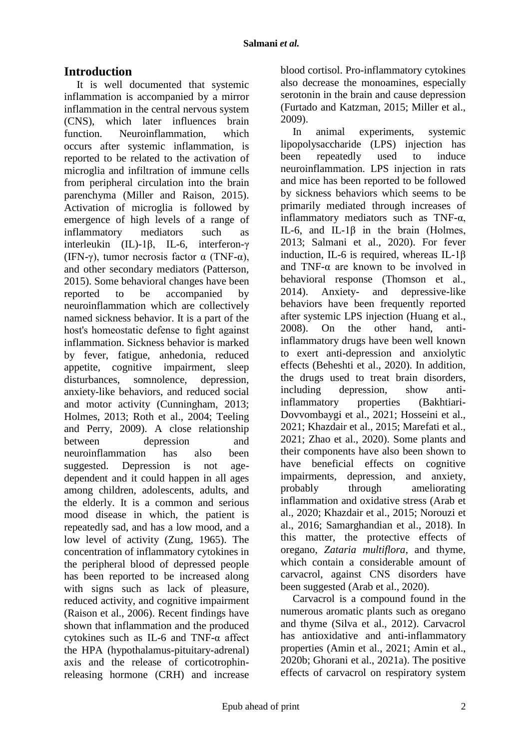## Introduction

It is well documented that systemic inflammation is accompanied by a mirror inflammation in the central nervous system (CNS), which later influences brain function. Neuroinflammation, which occurs after systemic inflammation, is reported to be related to the activation of microglia and infiltration of immune cells from peripheral circulation into the brain parenchyma (Miller and Raison, 2015). Activation of microglia is followed by emergence of high levels of a range of inflammatory mediators such as interleukin (IL)-1β, IL-6, interferon-γ (IFN-γ), tumor necrosis factor α (TNF-α), and other secondary mediators (Patterson, 2015). Some behavioral changes have been reported to be accompanied by neuroinflammation which are collectively named sickness behavior. It is a part of the host's homeostatic defense to fight against inflammation. Sickness behavior is marked by fever, fatigue, anhedonia, reduced appetite, cognitive impairment, sleep disturbances, somnolence, depression, anxiety-like behaviors, and reduced social and motor activity (Cunningham, 2013; Holmes, 2013; Roth et al., 2004; Teeling and Perry, 2009). A close relationship between depression and neuroinflammation has also been suggested. Depression is not age-dependent and it could happen in all ages among children, adolescents, adults, and the elderly. It is a common and serious mood disease in which, the patient is repeatedly sad, and has a low mood, and a low level of activity (Zung, 1965). The concentration of inflammatory cytokines in the peripheral blood of depressed people has been reported to be increased along with signs such as lack of pleasure, reduced activity, and cognitive impairment (Raison et al., 2006). Recent findings have shown that inflammation and the produced cytokines such as IL-6 and TNF-α affect the HPA (hypothalamus-pituitary-adrenal) axis and the release of corticotrophin-releasing hormone (CRH) and increase blood cortisol. Pro-inflammatory cytokines also decrease the monoamines, especially serotonin in the brain and cause depression (Furtado and Katzman, 2015; Miller et al., 2009).

In animal experiments, systemic lipopolysaccharide (LPS) injection has been repeatedly used to induce neuroinflammation. LPS injection in rats and mice has been reported to be followed by sickness behaviors which seems to be primarily mediated through increases of inflammatory mediators such as TNF-α, IL-6, and IL-1β in the brain (Holmes, 2013; Salmani et al., 2020). For fever induction, IL-6 is required, whereas IL-1β and TNF-α are known to be involved in behavioral response (Thomson et al., 2014). Anxiety- and depressive-like behaviors have been frequently reported after systemic LPS injection (Huang et al., 2008). On the other hand, anti-inflammatory drugs have been well known to exert anti-depression and anxiolytic effects (Beheshti et al., 2020). In addition, the drugs used to treat brain disorders, including depression, show anti-inflammatory properties (Bakhtiari-Dovvombaygi et al., 2021; Hosseini et al., 2021; Khazdair et al., 2015; Marefati et al., 2021; Zhao et al., 2020). Some plants and their components have also been shown to have beneficial effects on cognitive impairments, depression, and anxiety, probably through ameliorating inflammation and oxidative stress (Arab et al., 2020; Khazdair et al., 2015; Norouzi et al., 2016; Samarghandian et al., 2018). In this matter, the protective effects of oregano, *Zataria multiflora*, and thyme, which contain a considerable amount of carvacrol, against CNS disorders have been suggested (Arab et al., 2020).

Carvacrol is a compound found in the numerous aromatic plants such as oregano and thyme (Silva et al., 2012). Carvacrol has antioxidative and anti-inflammatory properties (Amin et al., 2021; Amin et al., 2020b; Ghorani et al., 2021a). The positive effects of carvacrol on respiratory system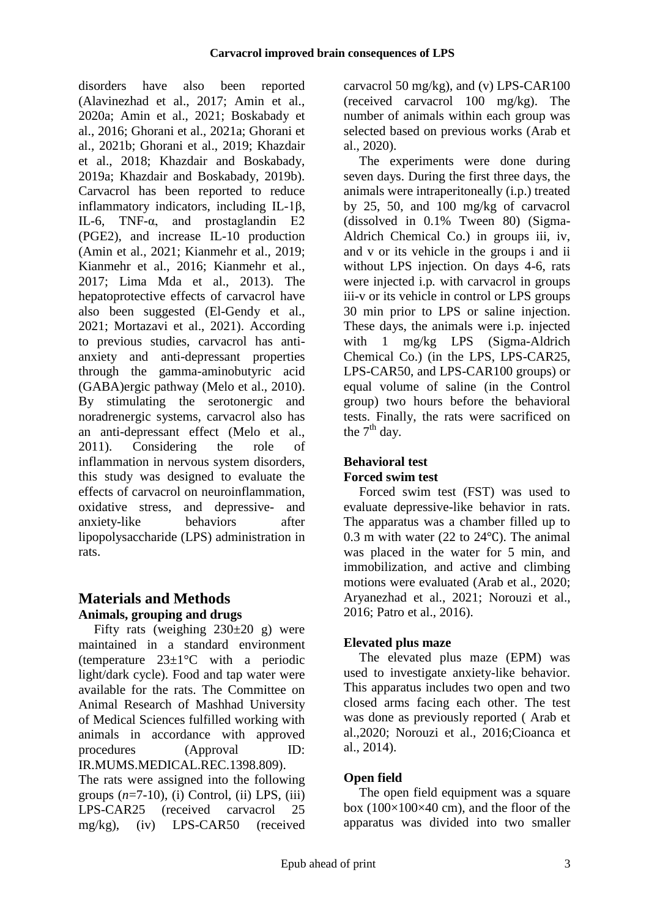disorders have also been reported (Alavinezhad et al., 2017; Amin et al., 2020a; Amin et al., 2021; Boskabady et al., 2016; Ghorani et al., 2021a; Ghorani et al., 2021b; Ghorani et al., 2019; Khazdair et al., 2018; Khazdair and Boskabady, 2019a; Khazdair and Boskabady, 2019b). Carvacrol has been reported to reduce inflammatory indicators, including IL-1β, IL-6, TNF-α, and prostaglandin E2 (PGE2), and increase IL-10 production (Amin et al., 2021; Kianmehr et al., 2019; Kianmehr et al., 2016; Kianmehr et al., 2017; Lima Mda et al., 2013). The hepatoprotective effects of carvacrol have also been suggested (El-Gendy et al., 2021; Mortazavi et al., 2021). According to previous studies, carvacrol has anti-anxiety and anti-depressant properties through the gamma-aminobutyric acid (GABA)ergic pathway (Melo et al., 2010). By stimulating the serotonergic and noradrenergic systems, carvacrol also has an anti-depressant effect (Melo et al., 2011). Considering the role of inflammation in nervous system disorders, this study was designed to evaluate the effects of carvacrol on neuroinflammation, oxidative stress, and depressive- and anxiety-like behaviors after lipopolysaccharide (LPS) administration in rats.

## Materials and Methods

### Animals, grouping and drugs

Fifty rats (weighing 230±20 g) were maintained in a standard environment (temperature 23±1°C with a periodic light/dark cycle). Food and tap water were available for the rats. The Committee on Animal Research of Mashhad University of Medical Sciences fulfilled working with animals in accordance with approved procedures (Approval ID: IR.MUMS.MEDICAL.REC.1398.809).

The rats were assigned into the following groups (*n*=7-10), (i) Control, (ii) LPS, (iii) LPS-CAR25 (received carvacrol 25 mg/kg), (iv) LPS-CAR50 (received carvacrol 50 mg/kg), and (v) LPS-CAR100 (received carvacrol 100 mg/kg). The number of animals within each group was selected based on previous works (Arab et al., 2020).

The experiments were done during seven days. During the first three days, the animals were intraperitoneally (i.p.) treated by 25, 50, and 100 mg/kg of carvacrol (dissolved in 0.1% Tween 80) (Sigma-Aldrich Chemical Co.) in groups iii, iv, and v or its vehicle in the groups i and ii without LPS injection. On days 4-6, rats were injected i.p. with carvacrol in groups iii-v or its vehicle in control or LPS groups 30 min prior to LPS or saline injection. These days, the animals were i.p. injected with 1 mg/kg LPS (Sigma-Aldrich Chemical Co.) (in the LPS, LPS-CAR25, LPS-CAR50, and LPS-CAR100 groups) or equal volume of saline (in the Control group) two hours before the behavioral tests. Finally, the rats were sacrificed on the 7th day.

### Behavioral test

### Forced swim test

Forced swim test (FST) was used to evaluate depressive-like behavior in rats. The apparatus was a chamber filled up to 0.3 m with water (22 to 24℃). The animal was placed in the water for 5 min, and immobilization, and active and climbing motions were evaluated (Arab et al., 2020; Aryanezhad et al., 2021; Norouzi et al., 2016; Patro et al., 2016).

### Elevated plus maze

The elevated plus maze (EPM) was used to investigate anxiety-like behavior. This apparatus includes two open and two closed arms facing each other. The test was done as previously reported ( Arab et al.,2020; Norouzi et al., 2016;Cioanca et al., 2014).

### Open field

The open field equipment was a square box (100×100×40 cm), and the floor of the apparatus was divided into two smaller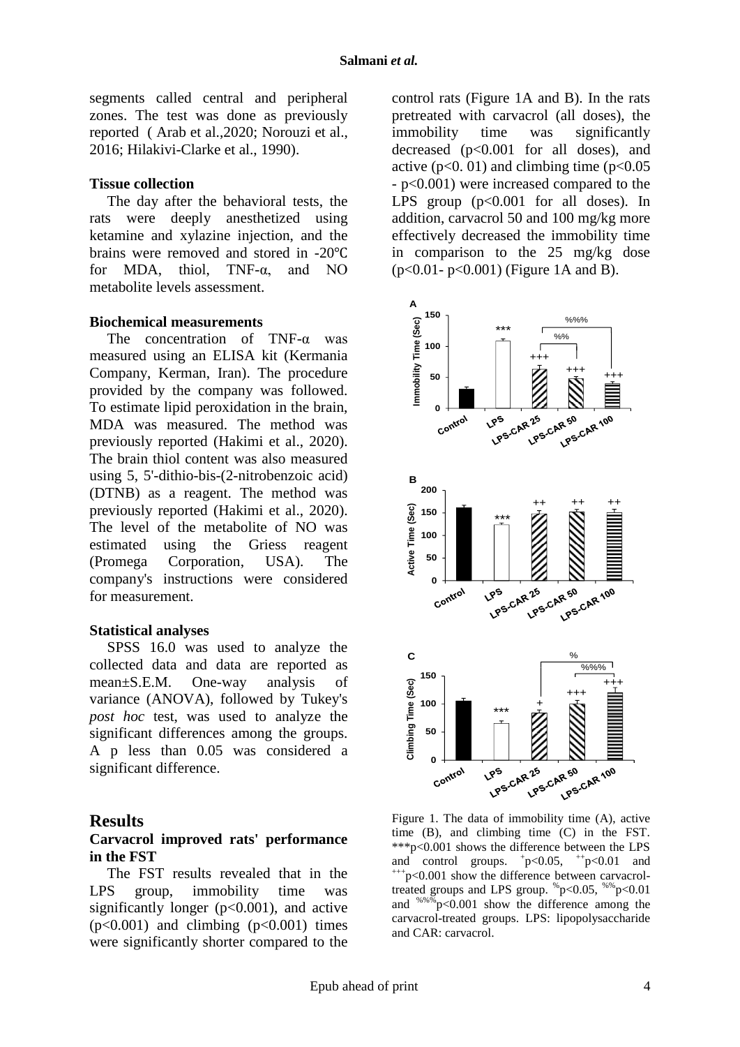segments called central and peripheral zones. The test was done as previously reported ( Arab et al.,2020; Norouzi et al., 2016; Hilakivi-Clarke et al., 1990).

### Tissue collection

The day after the behavioral tests, the rats were deeply anesthetized using ketamine and xylazine injection, and the brains were removed and stored in -20℃ for MDA, thiol, TNF-α, and NO metabolite levels assessment.

### Biochemical measurements

The concentration of TNF-α was measured using an ELISA kit (Kermania Company, Kerman, Iran). The procedure provided by the company was followed. To estimate lipid peroxidation in the brain, MDA was measured. The method was previously reported (Hakimi et al., 2020). The brain thiol content was also measured using 5, 5'-dithio-bis-(2-nitrobenzoic acid) (DTNB) as a reagent. The method was previously reported (Hakimi et al., 2020). The level of the metabolite of NO was estimated using the Griess reagent (Promega Corporation, USA). The company's instructions were considered for measurement.

### Statistical analyses

SPSS 16.0 was used to analyze the collected data and data are reported as mean±S.E.M. One-way analysis of variance (ANOVA), followed by Tukey's *post hoc* test, was used to analyze the significant differences among the groups. A p less than 0.05 was considered a significant difference.

## Results

### Carvacrol improved rats' performance in the FST

The FST results revealed that in the LPS group, immobility time was significantly longer ($p<0.001$), and active ($p<0.001$) and climbing ($p<0.001$) times were significantly shorter compared to the control rats (Figure 1A and B). In the rats pretreated with carvacrol (all doses), the immobility time was significantly decreased ($p<0.001$ for all doses), and active ($p<0.01$) and climbing time ($p<0.05$ - $p<0.001$) were increased compared to the LPS group ($p<0.001$ for all doses). In addition, carvacrol 50 and 100 mg/kg more effectively decreased the immobility time in comparison to the 25 mg/kg dose ($p<0.01$- $p<0.001$) (Figure 1A and B).

Figure 1. The data of immobility time (A), active time (B), and climbing time (C) in the FST. ***$p<0.001$ shows the difference between the LPS and control groups. $^{+}p<0.05$, $^{++}p<0.01$ and $^{+++}p<0.001$ show the difference between carvacrol-treated groups and LPS group. $^{\%}p<0.05$, $^{\%\%}p<0.01$ and $^{\%\%\%}p<0.001$ show the difference among the carvacrol-treated groups. LPS: lipopolysaccharide and CAR: carvacrol.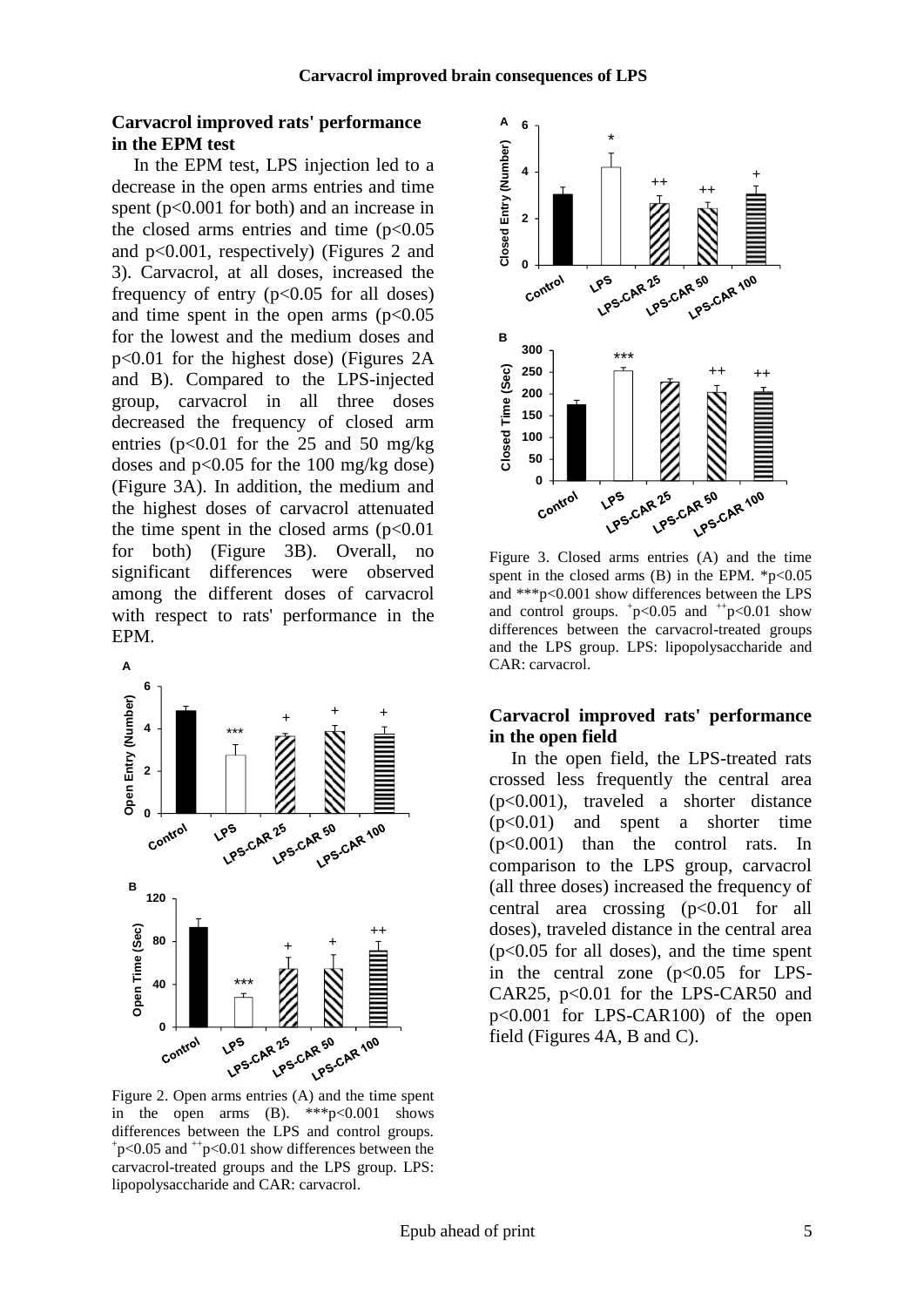## Carvacrol improved rats' performance in the EPM test

In the EPM test, LPS injection led to a decrease in the open arms entries and time spent ($p<0.001$ for both) and an increase in the closed arms entries and time ($p<0.05$ and $p<0.001$, respectively) (Figures 2 and 3). Carvacrol, at all doses, increased the frequency of entry ($p<0.05$ for all doses) and time spent in the open arms ($p<0.05$ for the lowest and the medium doses and $p<0.01$ for the highest dose) (Figures 2A and B). Compared to the LPS-injected group, carvacrol in all three doses decreased the frequency of closed arm entries ($p<0.01$ for the 25 and 50 mg/kg doses and $p<0.05$ for the 100 mg/kg dose) (Figure 3A). In addition, the medium and the highest doses of carvacrol attenuated the time spent in the closed arms ($p<0.01$ for both) (Figure 3B). Overall, no significant differences were observed among the different doses of carvacrol with respect to rats' performance in the EPM.

Figure 2. Open arms entries (A) and the time spent in the open arms (B). ***$p<0.001$ shows differences between the LPS and control groups. $^{+}p<0.05$ and $^{++}p<0.01$ show differences between the carvacrol-treated groups and the LPS group. LPS: lipopolysaccharide and CAR: carvacrol.

Figure 3. Closed arms entries (A) and the time spent in the closed arms (B) in the EPM. *$p<0.05$ and ***$p<0.001$ show differences between the LPS and control groups. $^{+}p<0.05$ and $^{++}p<0.01$ show differences between the carvacrol-treated groups and the LPS group. LPS: lipopolysaccharide and CAR: carvacrol.

## Carvacrol improved rats' performance in the open field

In the open field, the LPS-treated rats crossed less frequently the central area ($p<0.001$), traveled a shorter distance ($p<0.01$) and spent a shorter time ($p<0.001$) than the control rats. In comparison to the LPS group, carvacrol (all three doses) increased the frequency of central area crossing ($p<0.01$ for all doses), traveled distance in the central area ($p<0.05$ for all doses), and the time spent in the central zone ($p<0.05$ for LPS-CAR25, $p<0.01$ for the LPS-CAR50 and $p<0.001$ for LPS-CAR100) of the open field (Figures 4A, B and C).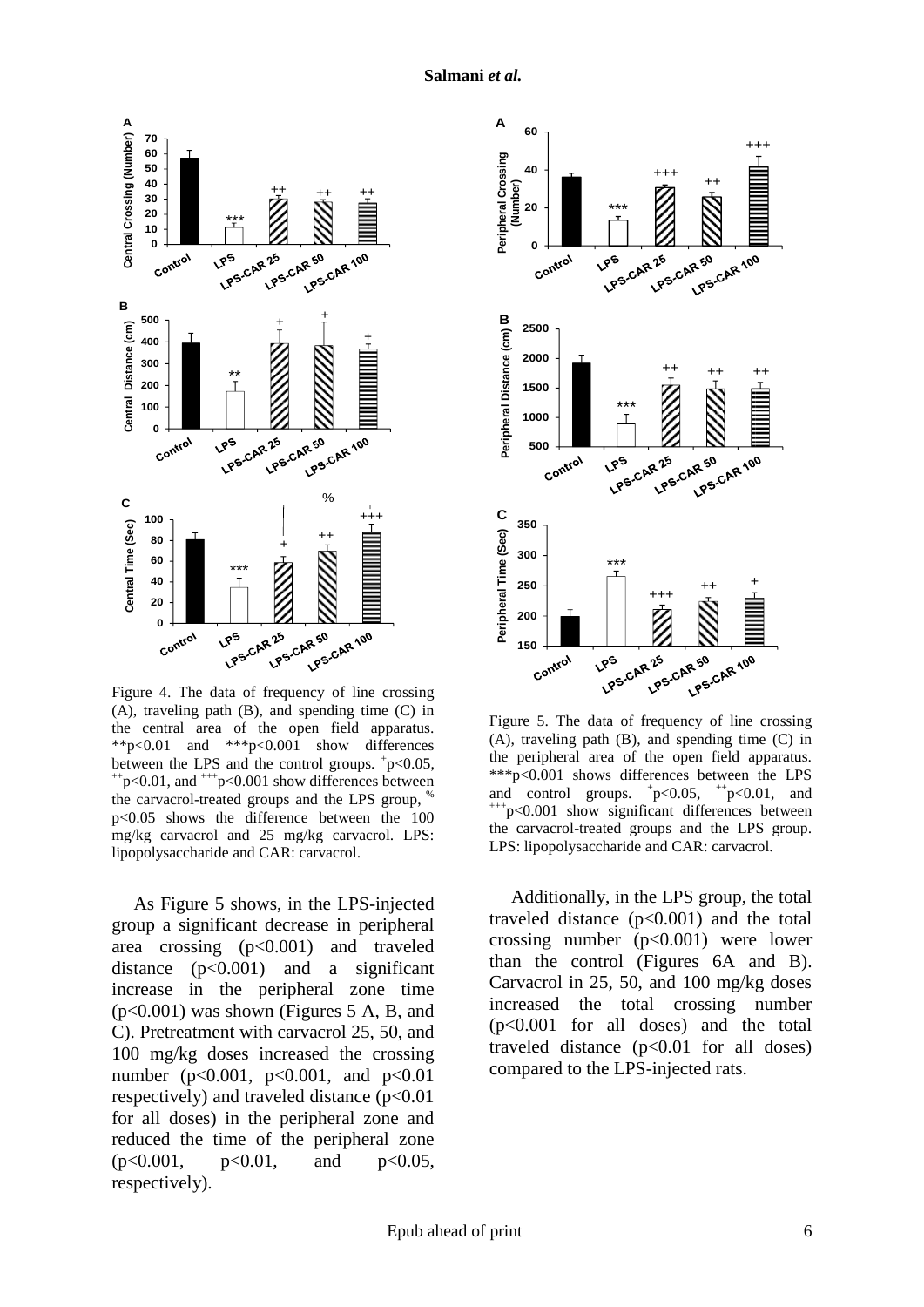Figure 4. The data of frequency of line crossing (A), traveling path (B), and spending time (C) in the central area of the open field apparatus. **p<0.01 and ***p<0.001 show differences between the LPS and the control groups. +p<0.05, ++p<0.01, and +++p<0.001 show differences between the carvacrol-treated groups and the LPS group, % p<0.05 shows the difference between the 100 mg/kg carvacrol and 25 mg/kg carvacrol. LPS: lipopolysaccharide and CAR: carvacrol.

As Figure 5 shows, in the LPS-injected group a significant decrease in peripheral area crossing (p<0.001) and traveled distance (p<0.001) and a significant increase in the peripheral zone time (p<0.001) was shown (Figures 5 A, B, and C). Pretreatment with carvacrol 25, 50, and 100 mg/kg doses increased the crossing number (p<0.001, p<0.001, and p<0.01 respectively) and traveled distance (p<0.01 for all doses) in the peripheral zone and reduced the time of the peripheral zone (p<0.001, p<0.01, and p<0.05, respectively).

Figure 5. The data of frequency of line crossing (A), traveling path (B), and spending time (C) in the peripheral area of the open field apparatus. ***p<0.001 shows differences between the LPS and control groups. +p<0.05, ++p<0.01, and +++p<0.001 show significant differences between the carvacrol-treated groups and the LPS group. LPS: lipopolysaccharide and CAR: carvacrol.

Additionally, in the LPS group, the total traveled distance (p<0.001) and the total crossing number (p<0.001) were lower than the control (Figures 6A and B). Carvacrol in 25, 50, and 100 mg/kg doses increased the total crossing number (p<0.001 for all doses) and the total traveled distance (p<0.01 for all doses) compared to the LPS-injected rats.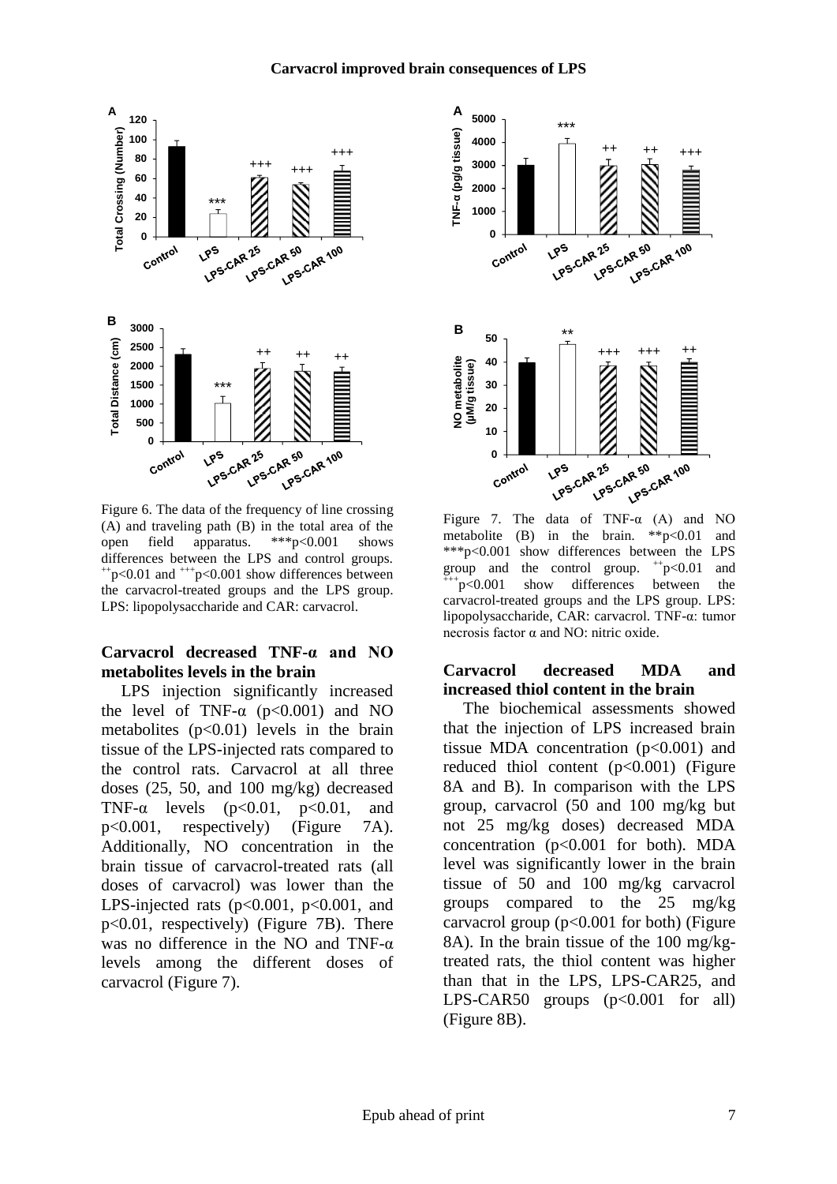Figure 6. The data of the frequency of line crossing (A) and traveling path (B) in the total area of the open field apparatus. ***p<0.001 shows differences between the LPS and control groups. ++p<0.01 and +++p<0.001 show differences between the carvacrol-treated groups and the LPS group. LPS: lipopolysaccharide and CAR: carvacrol.

Figure 7. The data of TNF-α (A) and NO metabolite (B) in the brain. **p<0.01 and ***p<0.001 show differences between the LPS group and the control group. ++p<0.01 and +++p<0.001 show differences between the carvacrol-treated groups and the LPS group. LPS: lipopolysaccharide, CAR: carvacrol. TNF-α: tumor necrosis factor α and NO: nitric oxide.

### Carvacrol decreased TNF-α and NO metabolites levels in the brain

LPS injection significantly increased the level of TNF-α ($p<0.001$) and NO metabolites ($p<0.01$) levels in the brain tissue of the LPS-injected rats compared to the control rats. Carvacrol at all three doses (25, 50, and 100 mg/kg) decreased TNF-α levels ($p<0.01$, $p<0.01$, and $p<0.001$, respectively) (Figure 7A). Additionally, NO concentration in the brain tissue of carvacrol-treated rats (all doses of carvacrol) was lower than the LPS-injected rats ($p<0.001$, $p<0.001$, and $p<0.01$, respectively) (Figure 7B). There was no difference in the NO and TNF-α levels among the different doses of carvacrol (Figure 7).

### Carvacrol decreased MDA and increased thiol content in the brain

The biochemical assessments showed that the injection of LPS increased brain tissue MDA concentration ($p<0.001$) and reduced thiol content ($p<0.001$) (Figure 8A and B). In comparison with the LPS group, carvacrol (50 and 100 mg/kg but not 25 mg/kg doses) decreased MDA concentration ($p<0.001$ for both). MDA level was significantly lower in the brain tissue of 50 and 100 mg/kg carvacrol groups compared to the 25 mg/kg carvacrol group ($p<0.001$ for both) (Figure 8A). In the brain tissue of the 100 mg/kg-treated rats, the thiol content was higher than that in the LPS, LPS-CAR25, and LPS-CAR50 groups ($p<0.001$ for all) (Figure 8B).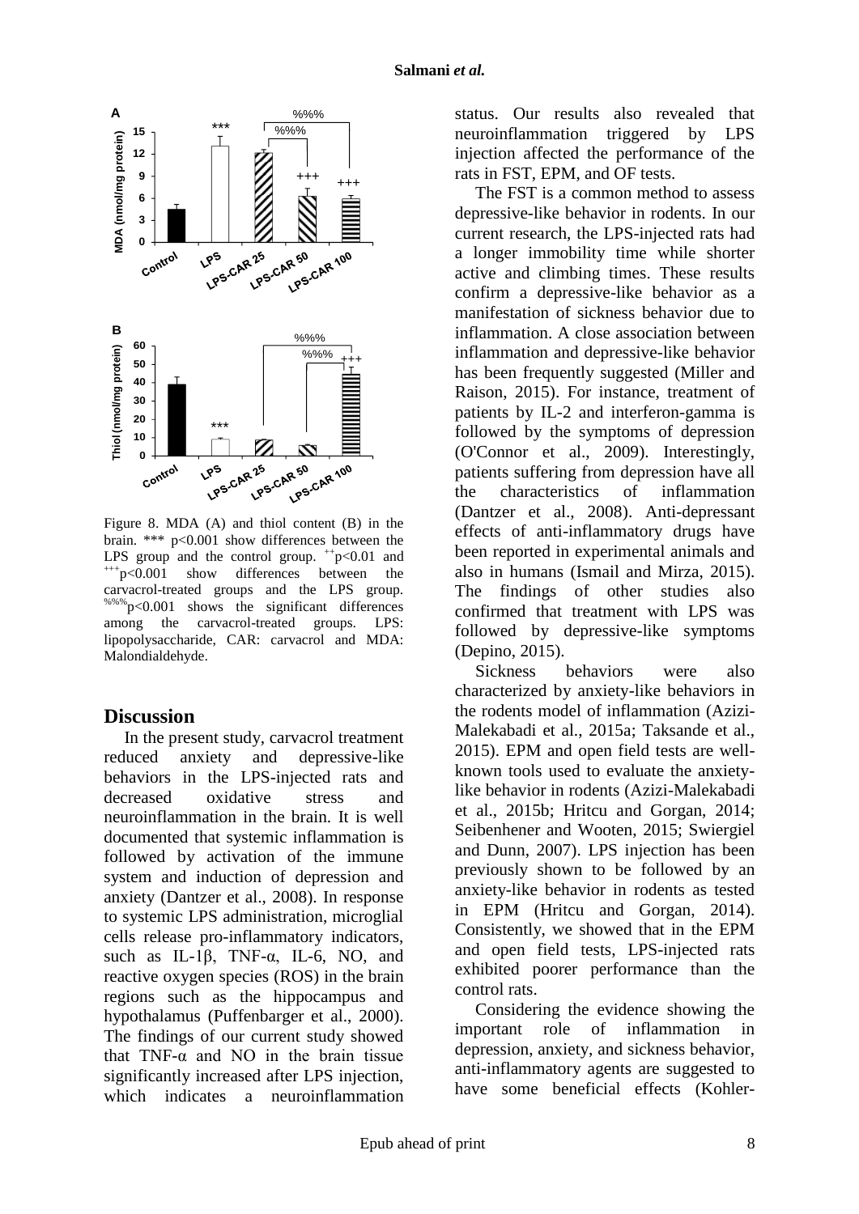Figure 8. MDA (A) and thiol content (B) in the brain. *** p<0.001 show differences between the LPS group and the control group. ++p<0.01 and +++p<0.001 show differences between the carvacrol-treated groups and the LPS group. %%%p<0.001 shows the significant differences among the carvacrol-treated groups. LPS: lipopolysaccharide, CAR: carvacrol and MDA: Malondialdehyde.

## Discussion

In the present study, carvacrol treatment reduced anxiety and depressive-like behaviors in the LPS-injected rats and decreased oxidative stress and neuroinflammation in the brain. It is well documented that systemic inflammation is followed by activation of the immune system and induction of depression and anxiety (Dantzer et al., 2008). In response to systemic LPS administration, microglial cells release pro-inflammatory indicators, such as IL-1β, TNF-α, IL-6, NO, and reactive oxygen species (ROS) in the brain regions such as the hippocampus and hypothalamus (Puffenbarger et al., 2000). The findings of our current study showed that TNF-α and NO in the brain tissue significantly increased after LPS injection, which indicates a neuroinflammation status. Our results also revealed that neuroinflammation triggered by LPS injection affected the performance of the rats in FST, EPM, and OF tests.

The FST is a common method to assess depressive-like behavior in rodents. In our current research, the LPS-injected rats had a longer immobility time while shorter active and climbing times. These results confirm a depressive-like behavior as a manifestation of sickness behavior due to inflammation. A close association between inflammation and depressive-like behavior has been frequently suggested (Miller and Raison, 2015). For instance, treatment of patients by IL-2 and interferon-gamma is followed by the symptoms of depression (O'Connor et al., 2009). Interestingly, patients suffering from depression have all the characteristics of inflammation (Dantzer et al., 2008). Anti-depressant effects of anti-inflammatory drugs have been reported in experimental animals and also in humans (Ismail and Mirza, 2015). The findings of other studies also confirmed that treatment with LPS was followed by depressive-like symptoms (Depino, 2015).

Sickness behaviors were also characterized by anxiety-like behaviors in the rodents model of inflammation (Azizi-Malekabadi et al., 2015a; Taksande et al., 2015). EPM and open field tests are well-known tools used to evaluate the anxiety-like behavior in rodents (Azizi-Malekabadi et al., 2015b; Hritcu and Gorgan, 2014; Seibenhener and Wooten, 2015; Swiergiel and Dunn, 2007). LPS injection has been previously shown to be followed by an anxiety-like behavior in rodents as tested in EPM (Hritcu and Gorgan, 2014). Consistently, we showed that in the EPM and open field tests, LPS-injected rats exhibited poorer performance than the control rats.

Considering the evidence showing the important role of inflammation in depression, anxiety, and sickness behavior, anti-inflammatory agents are suggested to have some beneficial effects (Kohler-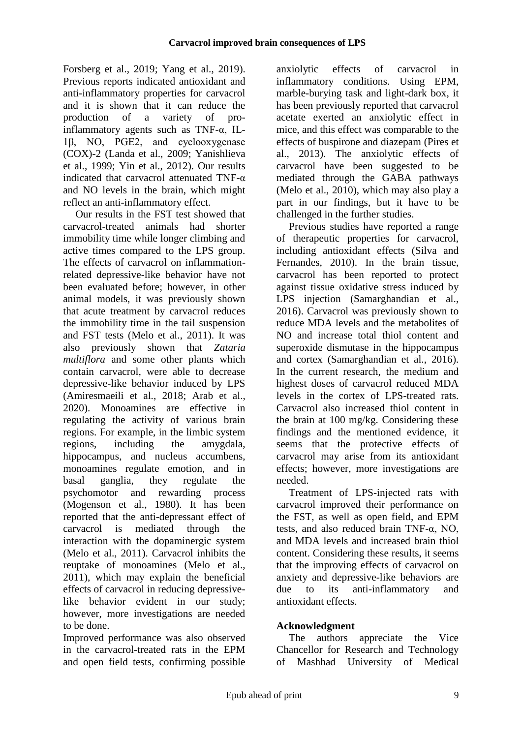Forsberg et al., 2019; Yang et al., 2019). Previous reports indicated antioxidant and anti-inflammatory properties for carvacrol and it is shown that it can reduce the production of a variety of pro-inflammatory agents such as TNF-α, IL-1β, NO, PGE2, and cyclooxygenase (COX)-2 (Landa et al., 2009; Yanishlieva et al., 1999; Yin et al., 2012). Our results indicated that carvacrol attenuated TNF-α and NO levels in the brain, which might reflect an anti-inflammatory effect.

Our results in the FST test showed that carvacrol-treated animals had shorter immobility time while longer climbing and active times compared to the LPS group. The effects of carvacrol on inflammation-related depressive-like behavior have not been evaluated before; however, in other animal models, it was previously shown that acute treatment by carvacrol reduces the immobility time in the tail suspension and FST tests (Melo et al., 2011). It was also previously shown that *Zataria multiflora* and some other plants which contain carvacrol, were able to decrease depressive-like behavior induced by LPS (Amiresmaeili et al., 2018; Arab et al., 2020). Monoamines are effective in regulating the activity of various brain regions. For example, in the limbic system regions, including the amygdala, hippocampus, and nucleus accumbens, monoamines regulate emotion, and in basal ganglia, they regulate the psychomotor and rewarding process (Mogenson et al., 1980). It has been reported that the anti-depressant effect of carvacrol is mediated through the interaction with the dopaminergic system (Melo et al., 2011). Carvacrol inhibits the reuptake of monoamines (Melo et al., 2011), which may explain the beneficial effects of carvacrol in reducing depressive-like behavior evident in our study; however, more investigations are needed to be done.

Improved performance was also observed in the carvacrol-treated rats in the EPM and open field tests, confirming possible anxiolytic effects of carvacrol in inflammatory conditions. Using EPM, marble-burying task and light-dark box, it has been previously reported that carvacrol acetate exerted an anxiolytic effect in mice, and this effect was comparable to the effects of buspirone and diazepam (Pires et al., 2013). The anxiolytic effects of carvacrol have been suggested to be mediated through the GABA pathways (Melo et al., 2010), which may also play a part in our findings, but it have to be challenged in the further studies.

Previous studies have reported a range of therapeutic properties for carvacrol, including antioxidant effects (Silva and Fernandes, 2010). In the brain tissue, carvacrol has been reported to protect against tissue oxidative stress induced by LPS injection (Samarghandian et al., 2016). Carvacrol was previously shown to reduce MDA levels and the metabolites of NO and increase total thiol content and superoxide dismutase in the hippocampus and cortex (Samarghandian et al., 2016). In the current research, the medium and highest doses of carvacrol reduced MDA levels in the cortex of LPS-treated rats. Carvacrol also increased thiol content in the brain at 100 mg/kg. Considering these findings and the mentioned evidence, it seems that the protective effects of carvacrol may arise from its antioxidant effects; however, more investigations are needed.

Treatment of LPS-injected rats with carvacrol improved their performance on the FST, as well as open field, and EPM tests, and also reduced brain TNF-α, NO, and MDA levels and increased brain thiol content. Considering these results, it seems that the improving effects of carvacrol on anxiety and depressive-like behaviors are due to its anti-inflammatory and antioxidant effects.

## Acknowledgment

The authors appreciate the Vice Chancellor for Research and Technology of Mashhad University of Medical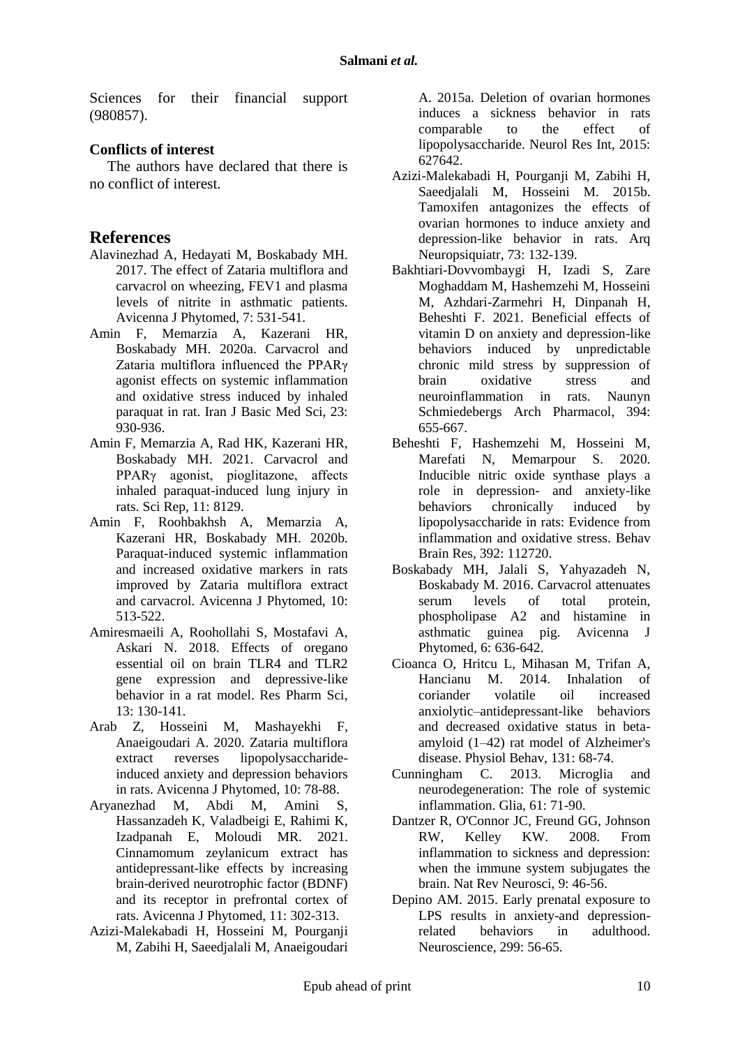Sciences for their financial support (980857).

### Conflicts of interest

The authors have declared that there is no conflict of interest.

## References

Alavinezhad A, Hedayati M, Boskabady MH. 2017. The effect of Zataria multiflora and carvacrol on wheezing, FEV1 and plasma levels of nitrite in asthmatic patients. Avicenna J Phytomed, 7: 531-541.

Amin F, Memarzia A, Kazerani HR, Boskabady MH. 2020a. Carvacrol and Zataria multiflora influenced the PPARγ agonist effects on systemic inflammation and oxidative stress induced by inhaled paraquat in rat. Iran J Basic Med Sci, 23: 930-936.

Amin F, Memarzia A, Rad HK, Kazerani HR, Boskabady MH. 2021. Carvacrol and PPARγ agonist, pioglitazone, affects inhaled paraquat-induced lung injury in rats. Sci Rep, 11: 8129.

Amin F, Roohbakhsh A, Memarzia A, Kazerani HR, Boskabady MH. 2020b. Paraquat-induced systemic inflammation and increased oxidative markers in rats improved by Zataria multiflora extract and carvacrol. Avicenna J Phytomed, 10: 513-522.

Amiresmaeili A, Roohollahi S, Mostafavi A, Askari N. 2018. Effects of oregano essential oil on brain TLR4 and TLR2 gene expression and depressive-like behavior in a rat model. Res Pharm Sci, 13: 130-141.

Arab Z, Hosseini M, Mashayekhi F, Anaeigoudari A. 2020. Zataria multiflora extract reverses lipopolysaccharide-induced anxiety and depression behaviors in rats. Avicenna J Phytomed, 10: 78-88.

Aryanezhad M, Abdi M, Amini S, Hassanzadeh K, Valadbeigi E, Rahimi K, Izadpanah E, Moloudi MR. 2021. Cinnamomum zeylanicum extract has antidepressant-like effects by increasing brain-derived neurotrophic factor (BDNF) and its receptor in prefrontal cortex of rats. Avicenna J Phytomed, 11: 302-313.

Azizi-Malekabadi H, Hosseini M, Pourganji M, Zabihi H, Saeedjalali M, Anaeigoudari A. 2015a. Deletion of ovarian hormones induces a sickness behavior in rats comparable to the effect of lipopolysaccharide. Neurol Res Int, 2015: 627642.

Azizi-Malekabadi H, Pourganji M, Zabihi H, Saeedjalali M, Hosseini M. 2015b. Tamoxifen antagonizes the effects of ovarian hormones to induce anxiety and depression-like behavior in rats. Arq Neuropsiquiatr, 73: 132-139.

Bakhtiari-Dovvombaygi H, Izadi S, Zare Moghaddam M, Hashemzehi M, Hosseini M, Azhdari-Zarmehri H, Dinpanah H, Beheshti F. 2021. Beneficial effects of vitamin D on anxiety and depression-like behaviors induced by unpredictable chronic mild stress by suppression of brain oxidative stress and neuroinflammation in rats. Naunyn Schmiedebergs Arch Pharmacol, 394: 655-667.

Beheshti F, Hashemzehi M, Hosseini M, Marefati N, Memarpour S. 2020. Inducible nitric oxide synthase plays a role in depression- and anxiety-like behaviors chronically induced by lipopolysaccharide in rats: Evidence from inflammation and oxidative stress. Behav Brain Res, 392: 112720.

Boskabady MH, Jalali S, Yahyazadeh N, Boskabady M. 2016. Carvacrol attenuates serum levels of total protein, phospholipase A2 and histamine in asthmatic guinea pig. Avicenna J Phytomed, 6: 636-642.

Cioanca O, Hritcu L, Mihasan M, Trifan A, Hancianu M. 2014. Inhalation of coriander volatile oil increased anxiolytic–antidepressant-like behaviors and decreased oxidative status in beta-amyloid (1–42) rat model of Alzheimer's disease. Physiol Behav, 131: 68-74.

Cunningham C. 2013. Microglia and neurodegeneration: The role of systemic inflammation. Glia, 61: 71-90.

Dantzer R, O'Connor JC, Freund GG, Johnson RW, Kelley KW. 2008. From inflammation to sickness and depression: when the immune system subjugates the brain. Nat Rev Neurosci, 9: 46-56.

Depino AM. 2015. Early prenatal exposure to LPS results in anxiety-and depression-related behaviors in adulthood. Neuroscience, 299: 56-65.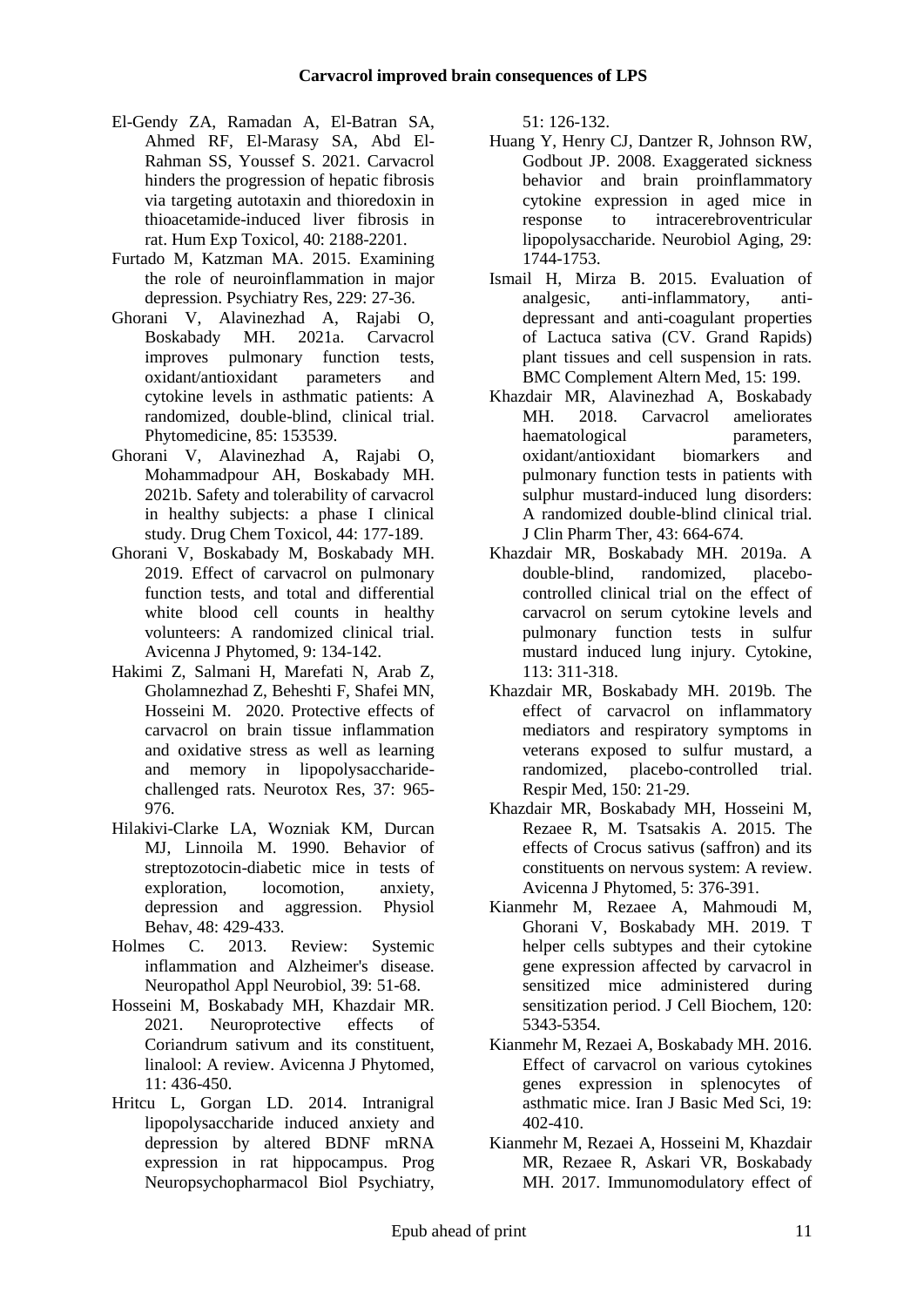El-Gendy ZA, Ramadan A, El-Batran SA, Ahmed RF, El-Marasy SA, Abd El-Rahman SS, Youssef S. 2021. Carvacrol hinders the progression of hepatic fibrosis via targeting autotaxin and thioredoxin in thioacetamide-induced liver fibrosis in rat. Hum Exp Toxicol, 40: 2188-2201.

Furtado M, Katzman MA. 2015. Examining the role of neuroinflammation in major depression. Psychiatry Res, 229: 27-36.

Ghorani V, Alavinezhad A, Rajabi O, Boskabady MH. 2021a. Carvacrol improves pulmonary function tests, oxidant/antioxidant parameters and cytokine levels in asthmatic patients: A randomized, double-blind, clinical trial. Phytomedicine, 85: 153539.

Ghorani V, Alavinezhad A, Rajabi O, Mohammadpour AH, Boskabady MH. 2021b. Safety and tolerability of carvacrol in healthy subjects: a phase I clinical study. Drug Chem Toxicol, 44: 177-189.

Ghorani V, Boskabady M, Boskabady MH. 2019. Effect of carvacrol on pulmonary function tests, and total and differential white blood cell counts in healthy volunteers: A randomized clinical trial. Avicenna J Phytomed, 9: 134-142.

Hakimi Z, Salmani H, Marefati N, Arab Z, Gholamnezhad Z, Beheshti F, Shafei MN, Hosseini M. 2020. Protective effects of carvacrol on brain tissue inflammation and oxidative stress as well as learning and memory in lipopolysaccharide-challenged rats. Neurotox Res, 37: 965-976.

Hilakivi-Clarke LA, Wozniak KM, Durcan MJ, Linnoila M. 1990. Behavior of streptozotocin-diabetic mice in tests of exploration, locomotion, anxiety, depression and aggression. Physiol Behav, 48: 429-433.

Holmes C. 2013. Review: Systemic inflammation and Alzheimer's disease. Neuropathol Appl Neurobiol, 39: 51-68.

Hosseini M, Boskabady MH, Khazdair MR. 2021. Neuroprotective effects of Coriandrum sativum and its constituent, linalool: A review. Avicenna J Phytomed, 11: 436-450.

Hritcu L, Gorgan LD. 2014. Intranigral lipopolysaccharide induced anxiety and depression by altered BDNF mRNA expression in rat hippocampus. Prog Neuropsychopharmacol Biol Psychiatry, 51: 126-132.

Huang Y, Henry CJ, Dantzer R, Johnson RW, Godbout JP. 2008. Exaggerated sickness behavior and brain proinflammatory cytokine expression in aged mice in response to intracerebroventricular lipopolysaccharide. Neurobiol Aging, 29: 1744-1753.

Ismail H, Mirza B. 2015. Evaluation of analgesic, anti-inflammatory, anti-depressant and anti-coagulant properties of Lactuca sativa (CV. Grand Rapids) plant tissues and cell suspension in rats. BMC Complement Altern Med, 15: 199.

Khazdair MR, Alavinezhad A, Boskabady MH. 2018. Carvacrol ameliorates haematological parameters, oxidant/antioxidant biomarkers and pulmonary function tests in patients with sulphur mustard-induced lung disorders: A randomized double-blind clinical trial. J Clin Pharm Ther, 43: 664-674.

Khazdair MR, Boskabady MH. 2019a. A double-blind, randomized, placebo-controlled clinical trial on the effect of carvacrol on serum cytokine levels and pulmonary function tests in sulfur mustard induced lung injury. Cytokine, 113: 311-318.

Khazdair MR, Boskabady MH. 2019b. The effect of carvacrol on inflammatory mediators and respiratory symptoms in veterans exposed to sulfur mustard, a randomized, placebo-controlled trial. Respir Med, 150: 21-29.

Khazdair MR, Boskabady MH, Hosseini M, Rezaee R, M. Tsatsakis A. 2015. The effects of Crocus sativus (saffron) and its constituents on nervous system: A review. Avicenna J Phytomed, 5: 376-391.

Kianmehr M, Rezaee A, Mahmoudi M, Ghorani V, Boskabady MH. 2019. T helper cells subtypes and their cytokine gene expression affected by carvacrol in sensitized mice administered during sensitization period. J Cell Biochem, 120: 5343-5354.

Kianmehr M, Rezaei A, Boskabady MH. 2016. Effect of carvacrol on various cytokines genes expression in splenocytes of asthmatic mice. Iran J Basic Med Sci, 19: 402-410.

Kianmehr M, Rezaei A, Hosseini M, Khazdair MR, Rezaee R, Askari VR, Boskabady MH. 2017. Immunomodulatory effect of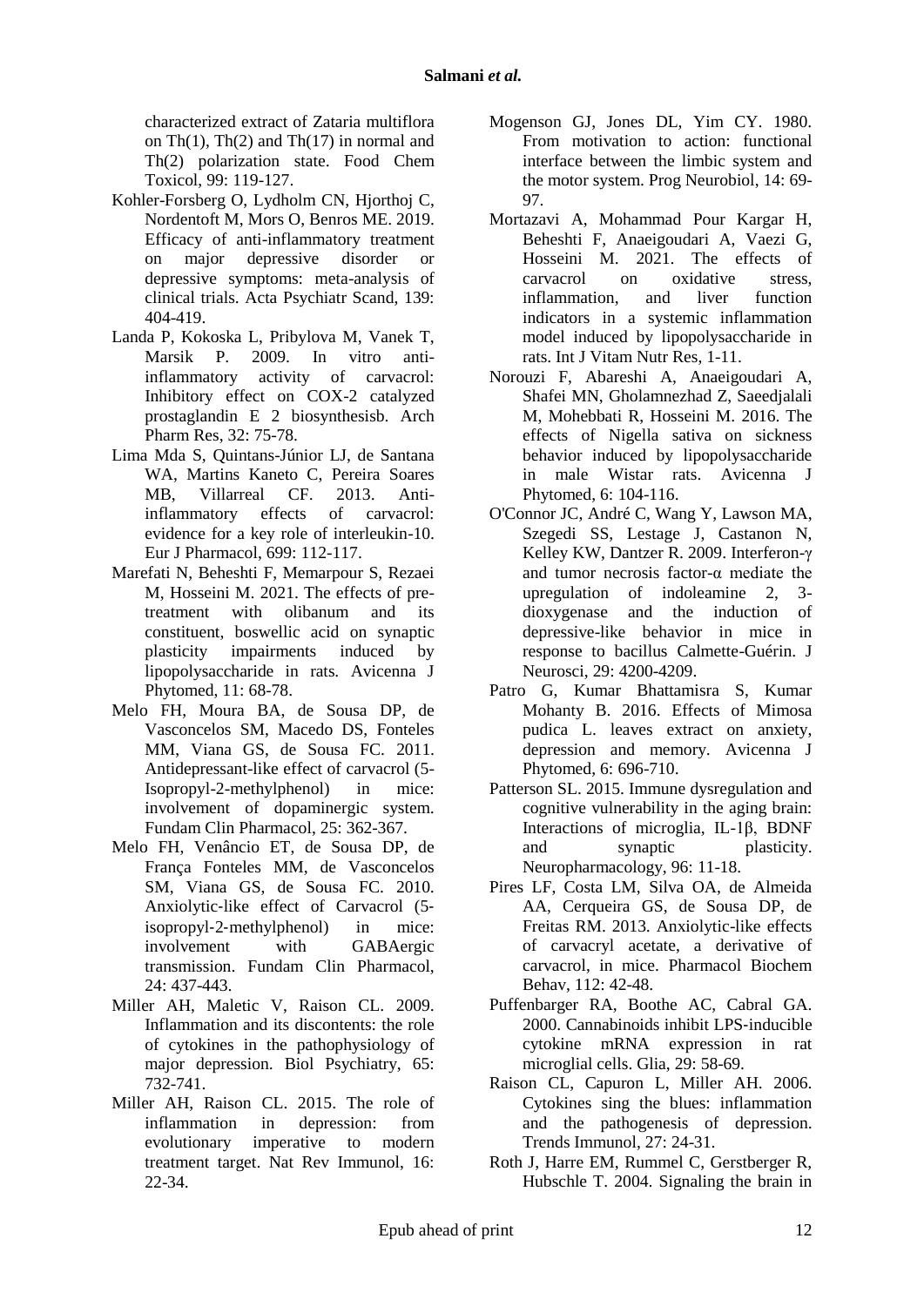characterized extract of Zataria multiflora on Th(1), Th(2) and Th(17) in normal and Th(2) polarization state. Food Chem Toxicol, 99: 119-127.

Kohler-Forsberg O, Lydholm CN, Hjorthoj C, Nordentoft M, Mors O, Benros ME. 2019. Efficacy of anti-inflammatory treatment on major depressive disorder or depressive symptoms: meta-analysis of clinical trials. Acta Psychiatr Scand, 139: 404-419.

Landa P, Kokoska L, Pribylova M, Vanek T, Marsik P. 2009. In vitro anti-inflammatory activity of carvacrol: Inhibitory effect on COX-2 catalyzed prostaglandin E 2 biosynthesisb. Arch Pharm Res, 32: 75-78.

Lima Mda S, Quintans-Júnior LJ, de Santana WA, Martins Kaneto C, Pereira Soares MB, Villarreal CF. 2013. Anti-inflammatory effects of carvacrol: evidence for a key role of interleukin-10. Eur J Pharmacol, 699: 112-117.

Marefati N, Beheshti F, Memarpour S, Rezaei M, Hosseini M. 2021. The effects of pre-treatment with olibanum and its constituent, boswellic acid on synaptic plasticity impairments induced by lipopolysaccharide in rats. Avicenna J Phytomed, 11: 68-78.

Melo FH, Moura BA, de Sousa DP, de Vasconcelos SM, Macedo DS, Fonteles MM, Viana GS, de Sousa FC. 2011. Antidepressant-like effect of carvacrol (5-Isopropyl-2-methylphenol) in mice: involvement of dopaminergic system. Fundam Clin Pharmacol, 25: 362-367.

Melo FH, Venâncio ET, de Sousa DP, de França Fonteles MM, de Vasconcelos SM, Viana GS, de Sousa FC. 2010. Anxiolytic-like effect of Carvacrol (5-isopropyl-2-methylphenol) in mice: involvement with GABAergic transmission. Fundam Clin Pharmacol, 24: 437-443.

Miller AH, Maletic V, Raison CL. 2009. Inflammation and its discontents: the role of cytokines in the pathophysiology of major depression. Biol Psychiatry, 65: 732-741.

Miller AH, Raison CL. 2015. The role of inflammation in depression: from evolutionary imperative to modern treatment target. Nat Rev Immunol, 16: 22-34.

Mogenson GJ, Jones DL, Yim CY. 1980. From motivation to action: functional interface between the limbic system and the motor system. Prog Neurobiol, 14: 69-97.

Mortazavi A, Mohammad Pour Kargar H, Beheshti F, Anaeigoudari A, Vaezi G, Hosseini M. 2021. The effects of carvacrol on oxidative stress, inflammation, and liver function indicators in a systemic inflammation model induced by lipopolysaccharide in rats. Int J Vitam Nutr Res, 1-11.

Norouzi F, Abareshi A, Anaeigoudari A, Shafei MN, Gholamnezhad Z, Saeedjalali M, Mohebbati R, Hosseini M. 2016. The effects of Nigella sativa on sickness behavior induced by lipopolysaccharide in male Wistar rats. Avicenna J Phytomed, 6: 104-116.

O'Connor JC, André C, Wang Y, Lawson MA, Szegedi SS, Lestage J, Castanon N, Kelley KW, Dantzer R. 2009. Interferon-γ and tumor necrosis factor-α mediate the upregulation of indoleamine 2, 3-dioxygenase and the induction of depressive-like behavior in mice in response to bacillus Calmette-Guérin. J Neurosci, 29: 4200-4209.

Patro G, Kumar Bhattamisra S, Kumar Mohanty B. 2016. Effects of Mimosa pudica L. leaves extract on anxiety, depression and memory. Avicenna J Phytomed, 6: 696-710.

Patterson SL. 2015. Immune dysregulation and cognitive vulnerability in the aging brain: Interactions of microglia, IL-1β, BDNF and synaptic plasticity. Neuropharmacology, 96: 11-18.

Pires LF, Costa LM, Silva OA, de Almeida AA, Cerqueira GS, de Sousa DP, de Freitas RM. 2013. Anxiolytic-like effects of carvacryl acetate, a derivative of carvacrol, in mice. Pharmacol Biochem Behav, 112: 42-48.

Puffenbarger RA, Boothe AC, Cabral GA. 2000. Cannabinoids inhibit LPS-inducible cytokine mRNA expression in rat microglial cells. Glia, 29: 58-69.

Raison CL, Capuron L, Miller AH. 2006. Cytokines sing the blues: inflammation and the pathogenesis of depression. Trends Immunol, 27: 24-31.

Roth J, Harre EM, Rummel C, Gerstberger R, Hubschle T. 2004. Signaling the brain in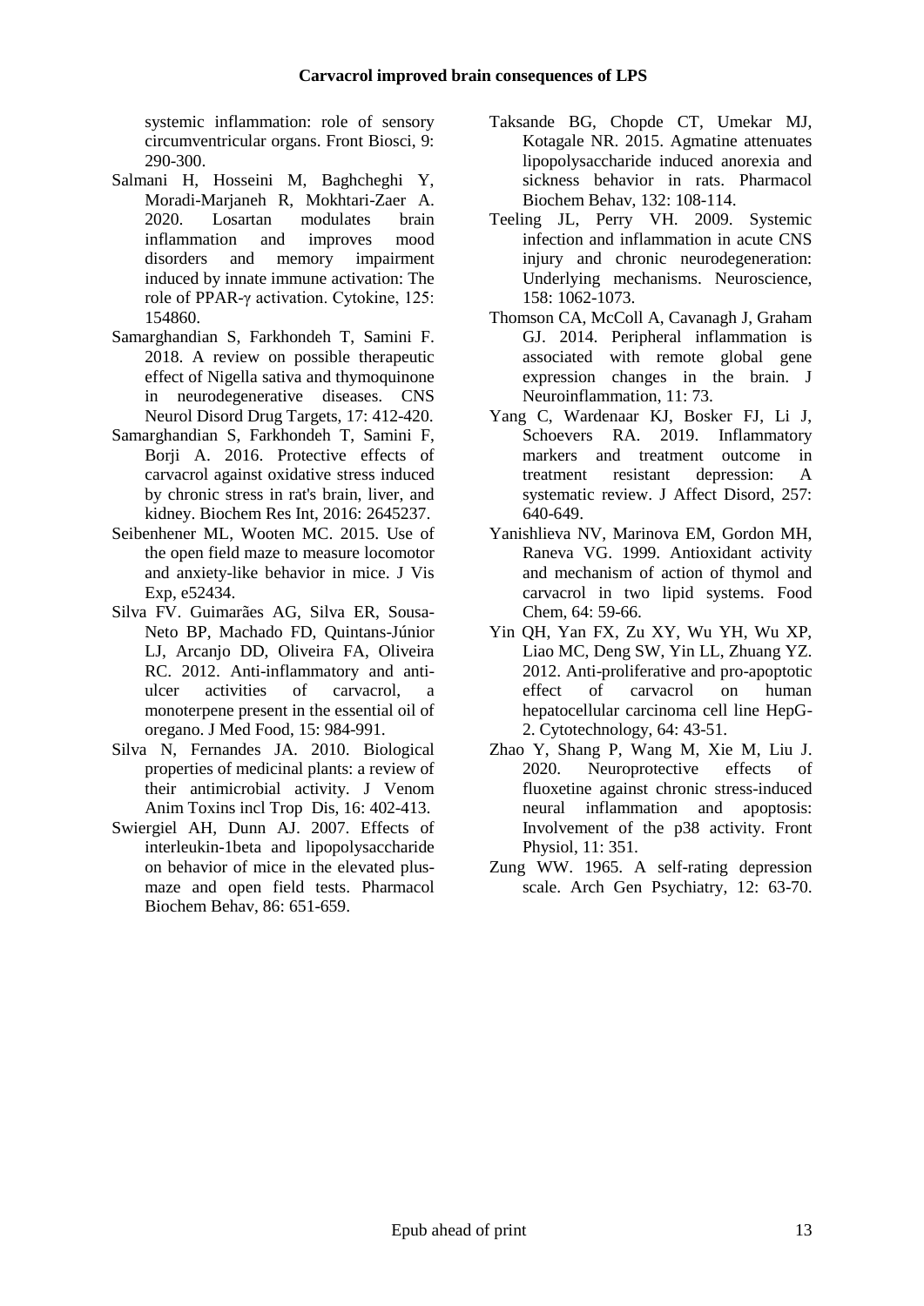systemic inflammation: role of sensory circumventricular organs. Front Biosci, 9: 290-300.

Salmani H, Hosseini M, Baghcheghi Y, Moradi-Marjaneh R, Mokhtari-Zaer A. 2020. Losartan modulates brain inflammation and improves mood disorders and memory impairment induced by innate immune activation: The role of PPAR-γ activation. Cytokine, 125: 154860.

Samarghandian S, Farkhondeh T, Samini F. 2018. A review on possible therapeutic effect of Nigella sativa and thymoquinone in neurodegenerative diseases. CNS Neurol Disord Drug Targets, 17: 412-420.

Samarghandian S, Farkhondeh T, Samini F, Borji A. 2016. Protective effects of carvacrol against oxidative stress induced by chronic stress in rat's brain, liver, and kidney. Biochem Res Int, 2016: 2645237.

Seibenhener ML, Wooten MC. 2015. Use of the open field maze to measure locomotor and anxiety-like behavior in mice. J Vis Exp, e52434.

Silva FV. Guimarães AG, Silva ER, Sousa-Neto BP, Machado FD, Quintans-Júnior LJ, Arcanjo DD, Oliveira FA, Oliveira RC. 2012. Anti-inflammatory and anti-ulcer activities of carvacrol, a monoterpene present in the essential oil of oregano. J Med Food, 15: 984-991.

Silva N, Fernandes JA. 2010. Biological properties of medicinal plants: a review of their antimicrobial activity. J Venom Anim Toxins incl Trop Dis, 16: 402-413.

Swiergiel AH, Dunn AJ. 2007. Effects of interleukin-1beta and lipopolysaccharide on behavior of mice in the elevated plus-maze and open field tests. Pharmacol Biochem Behav, 86: 651-659.

Taksande BG, Chopde CT, Umekar MJ, Kotagale NR. 2015. Agmatine attenuates lipopolysaccharide induced anorexia and sickness behavior in rats. Pharmacol Biochem Behav, 132: 108-114.

Teeling JL, Perry VH. 2009. Systemic infection and inflammation in acute CNS injury and chronic neurodegeneration: Underlying mechanisms. Neuroscience, 158: 1062-1073.

Thomson CA, McColl A, Cavanagh J, Graham GJ. 2014. Peripheral inflammation is associated with remote global gene expression changes in the brain. J Neuroinflammation, 11: 73.

Yang C, Wardenaar KJ, Bosker FJ, Li J, Schoevers RA. 2019. Inflammatory markers and treatment outcome in treatment resistant depression: A systematic review. J Affect Disord, 257: 640-649.

Yanishlieva NV, Marinova EM, Gordon MH, Raneva VG. 1999. Antioxidant activity and mechanism of action of thymol and carvacrol in two lipid systems. Food Chem, 64: 59-66.

Yin QH, Yan FX, Zu XY, Wu YH, Wu XP, Liao MC, Deng SW, Yin LL, Zhuang YZ. 2012. Anti-proliferative and pro-apoptotic effect of carvacrol on human hepatocellular carcinoma cell line HepG-2. Cytotechnology, 64: 43-51.

Zhao Y, Shang P, Wang M, Xie M, Liu J. 2020. Neuroprotective effects of fluoxetine against chronic stress-induced neural inflammation and apoptosis: Involvement of the p38 activity. Front Physiol, 11: 351.

Zung WW. 1965. A self-rating depression scale. Arch Gen Psychiatry, 12: 63-70.